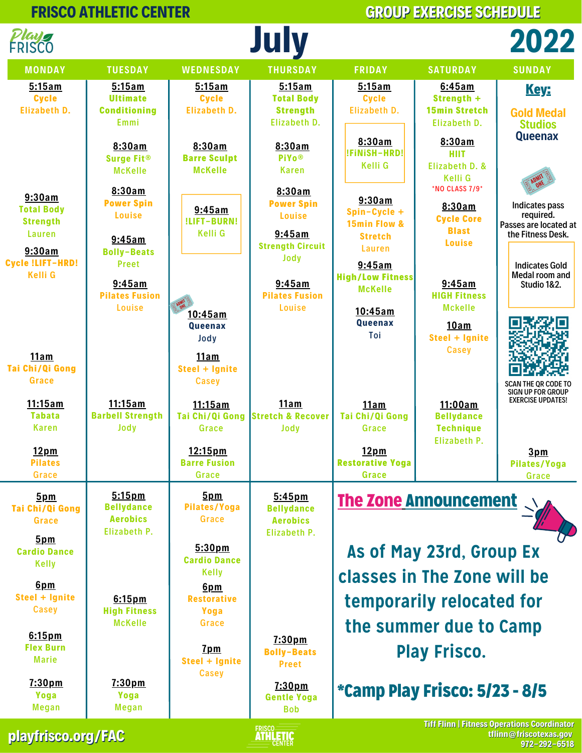# FRISCO ATHLETIC CENTER — GROUP EXERCISE SCHEDULE

Play FRISCO

# July 2022

| MONDAY | TUESDAY | WEDNESDAY | THURSDAY | FRIDAY | SATURDAY | SUNDAY |
|---|---|---|---|---|---|---|
| **5:15am** Cycle Elizabeth D. | **5:15am** Ultimate Conditioning Emmi | **5:15am** Cycle Elizabeth D. | **5:15am** Total Body Strength Elizabeth D. | **5:15am** Cycle Elizabeth D. | **6:45am** Strength + 15min Stretch Elizabeth D. | |
| | **8:30am** Surge Fit® McKelle | **8:30am** Barre Sculpt McKelle | **8:30am** PiYo® Karen | **8:30am** !FiNiSH-HRD! Kelli G | **8:30am** HIIT Elizabeth D. & Kelli G *NO CLASS 7/9* | |
| **9:30am** Total Body Strength Lauren | **8:30am** Power Spin Louise | **9:45am** !LIFT-BURN! Kelli G | **8:30am** Power Spin Louise | **9:30am** Spin-Cycle + 15min Flow & Stretch Lauren | **8:30am** Cycle Core Blast Louise | |
| **9:30am** Cycle !LIFT-HRD! Kelli G | **9:45am** Bolly-Beats Preet | | **9:45am** Strength Circuit Jody | **9:45am** High/Low Fitness McKelle | | |
| | **9:45am** Pilates Fusion Louise | **10:45am** Queenax Jody | **9:45am** Pilates Fusion Louise | **10:45am** Queenax Toi | **9:45am** HIGH Fitness Mckelle | |
| **11am** Tai Chi/Qi Gong Grace | | **11am** Steel + Ignite Casey | | | **10am** Steel + Ignite Casey | |
| **11:15am** Tabata Karen | **11:15am** Barbell Strength Jody | **11:15am** Tai Chi/Qi Gong Grace | **11am** Stretch & Recover Jody | **11am** Tai Chi/Qi Gong Grace | **11:00am** Bellydance Technique Elizabeth P. | |
| **12pm** Pilates Grace | | **12:15pm** Barre Fusion Grace | | **12pm** Restorative Yoga Grace | | **3pm** Pilates/Yoga Grace |
| **5pm** Tai Chi/Qi Gong Grace | **5:15pm** Bellydance Aerobics Elizabeth P. | **5pm** Pilates/Yoga Grace | **5:45pm** Bellydance Aerobics Elizabeth P. | | | |
| **5pm** Cardio Dance Kelly | | **5:30pm** Cardio Dance Kelly | | | | |
| **6pm** Steel + Ignite Casey | **6:15pm** High Fitness McKelle | **6pm** Restorative Yoga Grace | | | | |
| **6:15pm** Flex Burn Marie | | **7pm** Steel + Ignite Casey | **7:30pm** Bolly-Beats Preet | | | |
| **7:30pm** Yoga Megan | **7:30pm** Yoga Megan | | **7:30pm** Gentle Yoga Bob | | | |

## Key:

Gold Medal Studios
Queenax

ADMIT ONE — Indicates pass required. Passes are located at the Fitness Desk.

Indicates Gold Medal room and Studio 1&2.

SCAN THE QR CODE TO SIGN UP FOR GROUP EXERCISE UPDATES!

## The Zone Announcement

As of May 23rd, Group Ex classes in The Zone will be temporarily relocated for the summer due to Camp Play Frisco.

**\*Camp Play Frisco: 5/23 - 8/5**

playfrisco.org/FAC

FRISCO ATHLETIC CENTER

Tiff Flinn | Fitness Operations Coordinator
tflinn@friscotexas.gov
972-292-6518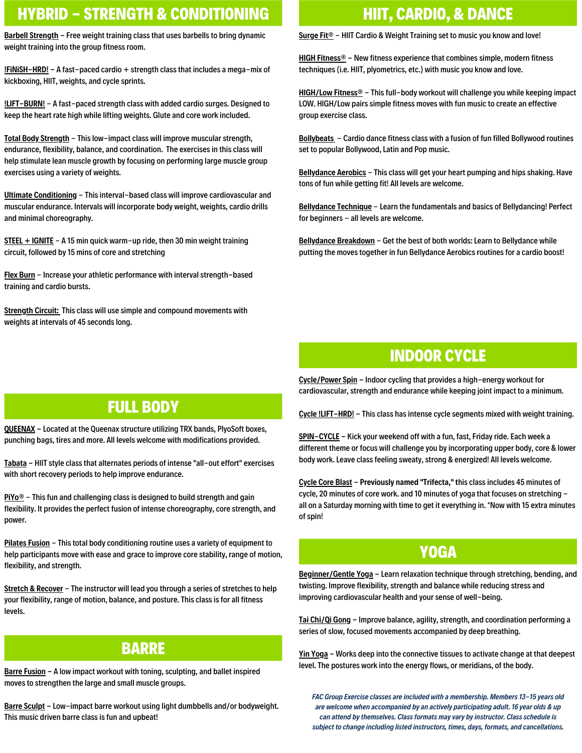## HYBRID – STRENGTH & CONDITIONING

**Barbell Strength** – Free weight training class that uses barbells to bring dynamic weight training into the group fitness room.

**!FiNiSH–HRD!** – A fast–paced cardio + strength class that includes a mega–mix of kickboxing, HIIT, weights, and cycle sprints.

**!LIFT–BURN!** – A fast–paced strength class with added cardio surges. Designed to keep the heart rate high while lifting weights. Glute and core work included.

**Total Body Strength** – This low–impact class will improve muscular strength, endurance, flexibility, balance, and coordination. The exercises in this class will help stimulate lean muscle growth by focusing on performing large muscle group exercises using a variety of weights.

**Ultimate Conditioning** – This interval–based class will improve cardiovascular and muscular endurance. Intervals will incorporate body weight, weights, cardio drills and minimal choreography.

**STEEL + IGNITE** – A 15 min quick warm–up ride, then 30 min weight training circuit, followed by 15 mins of core and stretching

**Flex Burn** – Increase your athletic performance with interval strength–based training and cardio bursts.

**Strength Circuit:** This class will use simple and compound movements with weights at intervals of 45 seconds long.

## FULL BODY

**QUEENAX** – Located at the Queenax structure utilizing TRX bands, PlyoSoft boxes, punching bags, tires and more. All levels welcome with modifications provided.

**Tabata** – HIIT style class that alternates periods of intense "all–out effort" exercises with short recovery periods to help improve endurance.

**PiYo®** – This fun and challenging class is designed to build strength and gain flexibility. It provides the perfect fusion of intense choreography, core strength, and power.

**Pilates Fusion** – This total body conditioning routine uses a variety of equipment to help participants move with ease and grace to improve core stability, range of motion, flexibility, and strength.

**Stretch & Recover** – The instructor will lead you through a series of stretches to help your flexibility, range of motion, balance, and posture. This class is for all fitness levels.

## BARRE

**Barre Fusion** – A low impact workout with toning, sculpting, and ballet inspired moves to strengthen the large and small muscle groups.

**Barre Sculpt** – Low–impact barre workout using light dumbbells and/or bodyweight. This music driven barre class is fun and upbeat!

## HIIT, CARDIO, & DANCE

**Surge Fit®** – HIIT Cardio & Weight Training set to music you know and love!

**HIGH Fitness®** – New fitness experience that combines simple, modern fitness techniques (i.e. HIIT, plyometrics, etc.) with music you know and love.

**HIGH/Low Fitness®** – This full–body workout will challenge you while keeping impact LOW. HIGH/Low pairs simple fitness moves with fun music to create an effective group exercise class.

**Bollybeats** – Cardio dance fitness class with a fusion of fun filled Bollywood routines set to popular Bollywood, Latin and Pop music.

**Bellydance Aerobics** – This class will get your heart pumping and hips shaking. Have tons of fun while getting fit! All levels are welcome.

**Bellydance Technique** – Learn the fundamentals and basics of Bellydancing! Perfect for beginners – all levels are welcome.

**Bellydance Breakdown** – Get the best of both worlds: Learn to Bellydance while putting the moves together in fun Bellydance Aerobics routines for a cardio boost!

## INDOOR CYCLE

**Cycle/Power Spin** – Indoor cycling that provides a high–energy workout for cardiovascular, strength and endurance while keeping joint impact to a minimum.

**Cycle !LIFT–HRD!** – This class has intense cycle segments mixed with weight training.

**SPIN–CYCLE** – Kick your weekend off with a fun, fast, Friday ride. Each week a different theme or focus will challenge you by incorporating upper body, core & lower body work. Leave class feeling sweaty, strong & energized! All levels welcome.

**Cycle Core Blast** – **Previously named "Trifecta,"** this class includes 45 minutes of cycle, 20 minutes of core work. and 10 minutes of yoga that focuses on stretching – all on a Saturday morning with time to get it everything in. *Now with 15 extra minutes of spin!

## YOGA

**Beginner/Gentle Yoga** – Learn relaxation technique through stretching, bending, and twisting. Improve flexibility, strength and balance while reducing stress and improving cardiovascular health and your sense of well–being.

**Tai Chi/Qi Gong** – Improve balance, agility, strength, and coordination performing a series of slow, focused movements accompanied by deep breathing.

**Yin Yoga** – Works deep into the connective tissues to activate change at that deepest level. The postures work into the energy flows, or meridians, of the body.

*FAC Group Exercise classes are included with a membership. Members 13–15 years old are welcome when accompanied by an actively participating adult. 16 year olds & up can attend by themselves. Class formats may vary by instructor. Class schedule is subject to change including listed instructors, times, days, formats, and cancellations.*